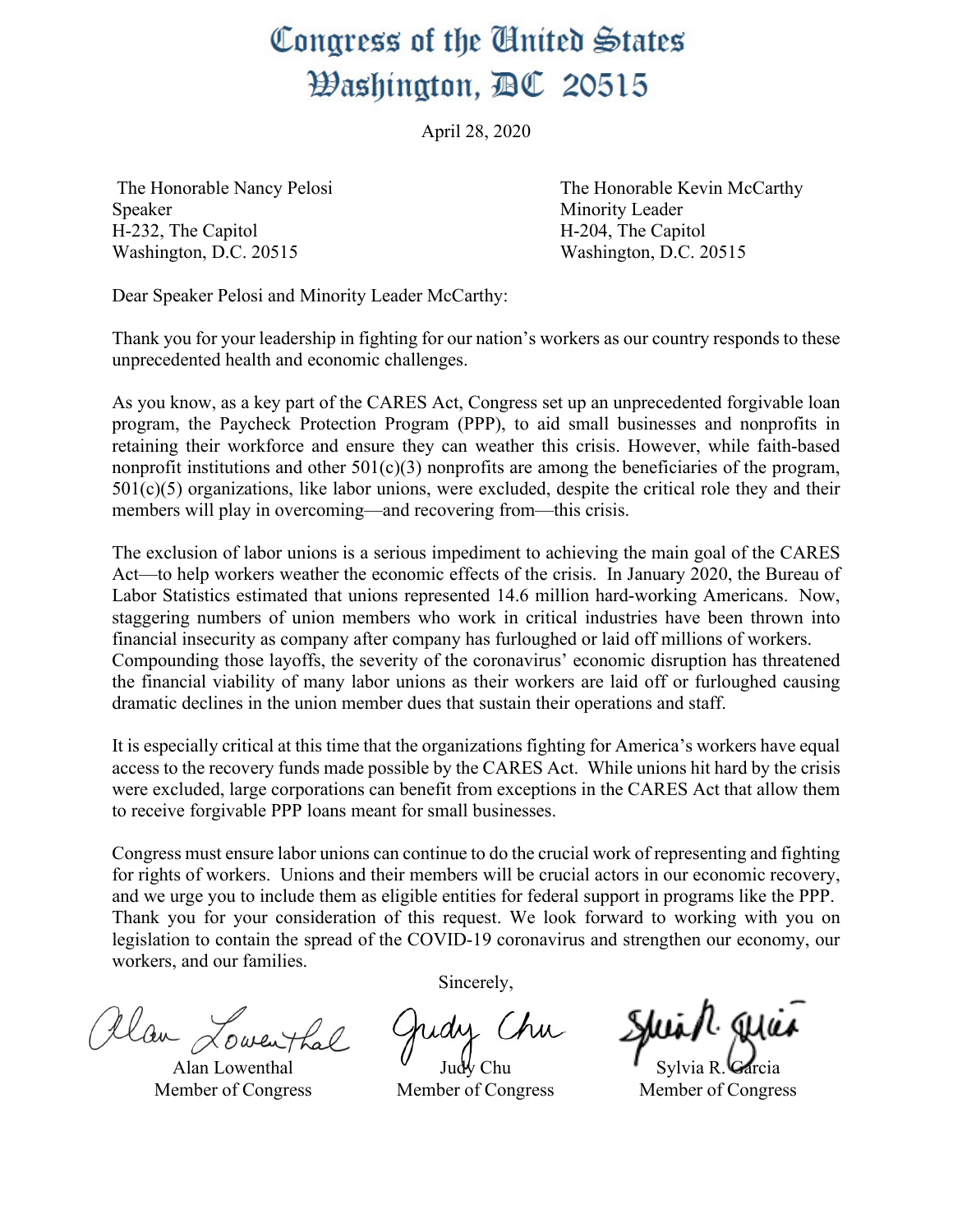# Congress of the United States
# Washington, DC 20515

April 28, 2020

The Honorable Nancy Pelosi
Speaker
H-232, The Capitol
Washington, D.C. 20515

The Honorable Kevin McCarthy
Minority Leader
H-204, The Capitol
Washington, D.C. 20515

Dear Speaker Pelosi and Minority Leader McCarthy:

Thank you for your leadership in fighting for our nation's workers as our country responds to these unprecedented health and economic challenges.

As you know, as a key part of the CARES Act, Congress set up an unprecedented forgivable loan program, the Paycheck Protection Program (PPP), to aid small businesses and nonprofits in retaining their workforce and ensure they can weather this crisis. However, while faith-based nonprofit institutions and other 501(c)(3) nonprofits are among the beneficiaries of the program, 501(c)(5) organizations, like labor unions, were excluded, despite the critical role they and their members will play in overcoming—and recovering from—this crisis.

The exclusion of labor unions is a serious impediment to achieving the main goal of the CARES Act—to help workers weather the economic effects of the crisis. In January 2020, the Bureau of Labor Statistics estimated that unions represented 14.6 million hard-working Americans. Now, staggering numbers of union members who work in critical industries have been thrown into financial insecurity as company after company has furloughed or laid off millions of workers. Compounding those layoffs, the severity of the coronavirus' economic disruption has threatened the financial viability of many labor unions as their workers are laid off or furloughed causing dramatic declines in the union member dues that sustain their operations and staff.

It is especially critical at this time that the organizations fighting for America's workers have equal access to the recovery funds made possible by the CARES Act. While unions hit hard by the crisis were excluded, large corporations can benefit from exceptions in the CARES Act that allow them to receive forgivable PPP loans meant for small businesses.

Congress must ensure labor unions can continue to do the crucial work of representing and fighting for rights of workers. Unions and their members will be crucial actors in our economic recovery, and we urge you to include them as eligible entities for federal support in programs like the PPP. Thank you for your consideration of this request. We look forward to working with you on legislation to contain the spread of the COVID-19 coronavirus and strengthen our economy, our workers, and our families.

Sincerely,

Alan Lowenthal
Member of Congress

Judy Chu
Member of Congress

Sylvia R. Garcia
Member of Congress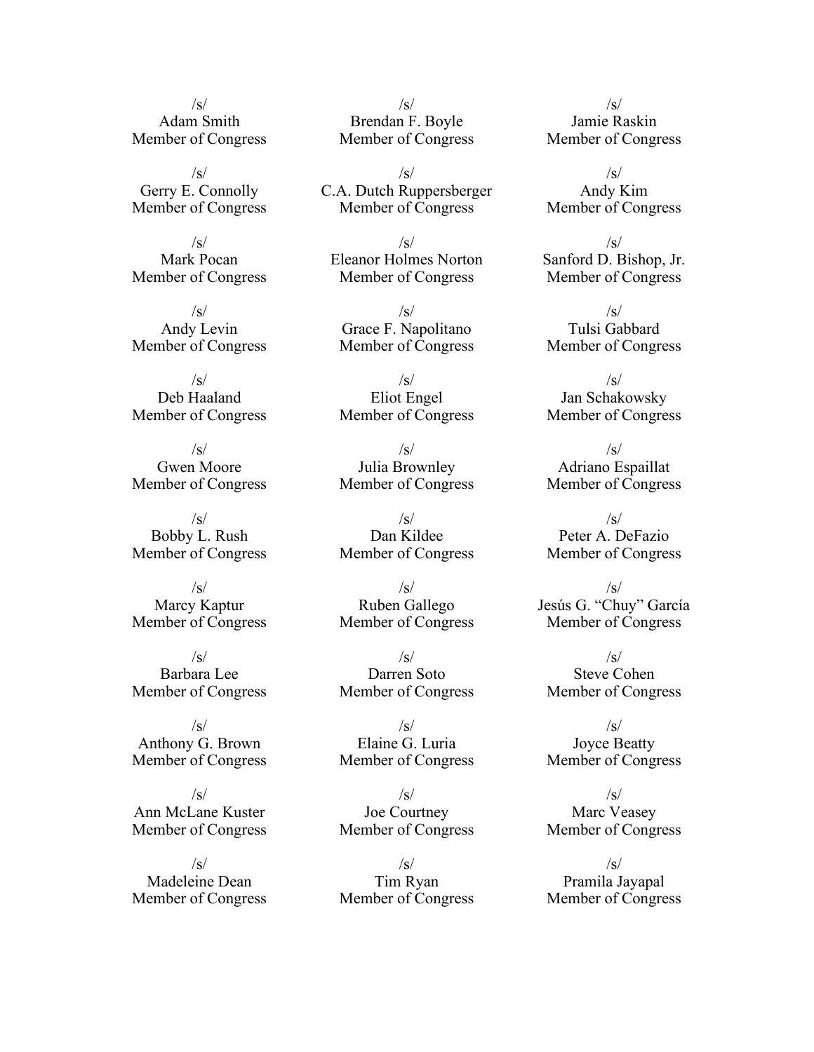/s/
Adam Smith
Member of Congress

/s/
Brendan F. Boyle
Member of Congress

/s/
Jamie Raskin
Member of Congress

/s/
Gerry E. Connolly
Member of Congress

/s/
C.A. Dutch Ruppersberger
Member of Congress

/s/
Andy Kim
Member of Congress

/s/
Mark Pocan
Member of Congress

/s/
Eleanor Holmes Norton
Member of Congress

/s/
Sanford D. Bishop, Jr.
Member of Congress

/s/
Andy Levin
Member of Congress

/s/
Grace F. Napolitano
Member of Congress

/s/
Tulsi Gabbard
Member of Congress

/s/
Deb Haaland
Member of Congress

/s/
Eliot Engel
Member of Congress

/s/
Jan Schakowsky
Member of Congress

/s/
Gwen Moore
Member of Congress

/s/
Julia Brownley
Member of Congress

/s/
Adriano Espaillat
Member of Congress

/s/
Bobby L. Rush
Member of Congress

/s/
Dan Kildee
Member of Congress

/s/
Peter A. DeFazio
Member of Congress

/s/
Marcy Kaptur
Member of Congress

/s/
Ruben Gallego
Member of Congress

/s/
Jesús G. "Chuy" García
Member of Congress

/s/
Barbara Lee
Member of Congress

/s/
Darren Soto
Member of Congress

/s/
Steve Cohen
Member of Congress

/s/
Anthony G. Brown
Member of Congress

/s/
Elaine G. Luria
Member of Congress

/s/
Joyce Beatty
Member of Congress

/s/
Ann McLane Kuster
Member of Congress

/s/
Joe Courtney
Member of Congress

/s/
Marc Veasey
Member of Congress

/s/
Madeleine Dean
Member of Congress

/s/
Tim Ryan
Member of Congress

/s/
Pramila Jayapal
Member of Congress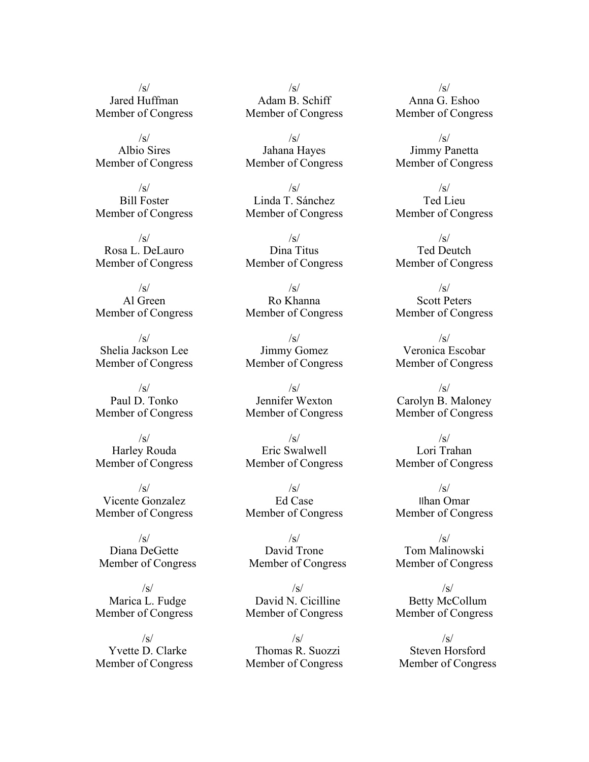/s/
Jared Huffman
Member of Congress

/s/
Adam B. Schiff
Member of Congress

/s/
Anna G. Eshoo
Member of Congress

/s/
Albio Sires
Member of Congress

/s/
Jahana Hayes
Member of Congress

/s/
Jimmy Panetta
Member of Congress

/s/
Bill Foster
Member of Congress

/s/
Linda T. Sánchez
Member of Congress

/s/
Ted Lieu
Member of Congress

/s/
Rosa L. DeLauro
Member of Congress

/s/
Dina Titus
Member of Congress

/s/
Ted Deutch
Member of Congress

/s/
Al Green
Member of Congress

/s/
Ro Khanna
Member of Congress

/s/
Scott Peters
Member of Congress

/s/
Shelia Jackson Lee
Member of Congress

/s/
Jimmy Gomez
Member of Congress

/s/
Veronica Escobar
Member of Congress

/s/
Paul D. Tonko
Member of Congress

/s/
Jennifer Wexton
Member of Congress

/s/
Carolyn B. Maloney
Member of Congress

/s/
Harley Rouda
Member of Congress

/s/
Eric Swalwell
Member of Congress

/s/
Lori Trahan
Member of Congress

/s/
Vicente Gonzalez
Member of Congress

/s/
Ed Case
Member of Congress

/s/
Ilhan Omar
Member of Congress

/s/
Diana DeGette
Member of Congress

/s/
David Trone
Member of Congress

/s/
Tom Malinowski
Member of Congress

/s/
Marica L. Fudge
Member of Congress

/s/
David N. Cicilline
Member of Congress

/s/
Betty McCollum
Member of Congress

/s/
Yvette D. Clarke
Member of Congress

/s/
Thomas R. Suozzi
Member of Congress

/s/
Steven Horsford
Member of Congress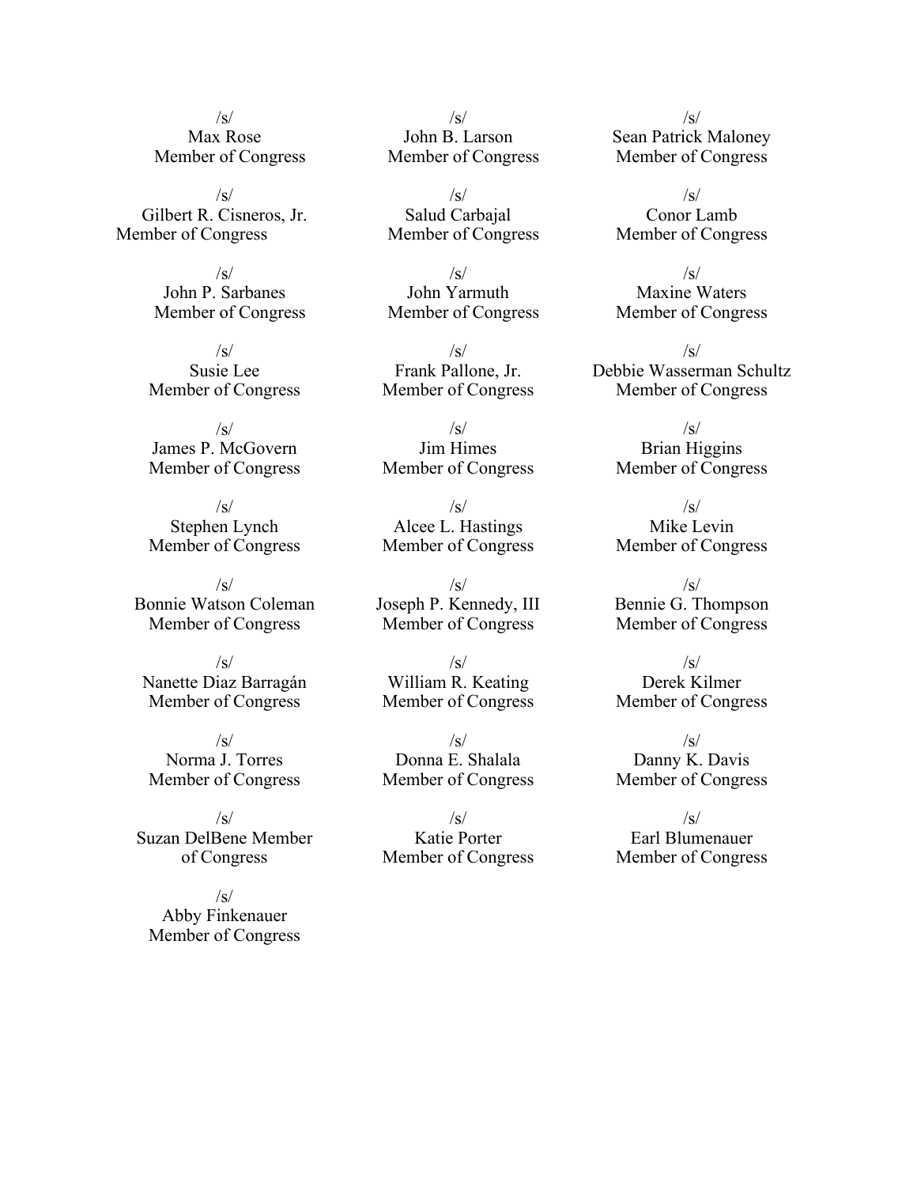/s/
Max Rose
Member of Congress

/s/
John B. Larson
Member of Congress

/s/
Sean Patrick Maloney
Member of Congress

/s/
Gilbert R. Cisneros, Jr.
Member of Congress

/s/
Salud Carbajal
Member of Congress

/s/
Conor Lamb
Member of Congress

/s/
John P. Sarbanes
Member of Congress

/s/
John Yarmuth
Member of Congress

/s/
Maxine Waters
Member of Congress

/s/
Susie Lee
Member of Congress

/s/
Frank Pallone, Jr.
Member of Congress

/s/
Debbie Wasserman Schultz
Member of Congress

/s/
James P. McGovern
Member of Congress

/s/
Jim Himes
Member of Congress

/s/
Brian Higgins
Member of Congress

/s/
Stephen Lynch
Member of Congress

/s/
Alcee L. Hastings
Member of Congress

/s/
Mike Levin
Member of Congress

/s/
Bonnie Watson Coleman
Member of Congress

/s/
Joseph P. Kennedy, III
Member of Congress

/s/
Bennie G. Thompson
Member of Congress

/s/
Nanette Diaz Barragán
Member of Congress

/s/
William R. Keating
Member of Congress

/s/
Derek Kilmer
Member of Congress

/s/
Norma J. Torres
Member of Congress

/s/
Donna E. Shalala
Member of Congress

/s/
Danny K. Davis
Member of Congress

/s/
Suzan DelBene Member
of Congress

/s/
Katie Porter
Member of Congress

/s/
Earl Blumenauer
Member of Congress

/s/
Abby Finkenauer
Member of Congress